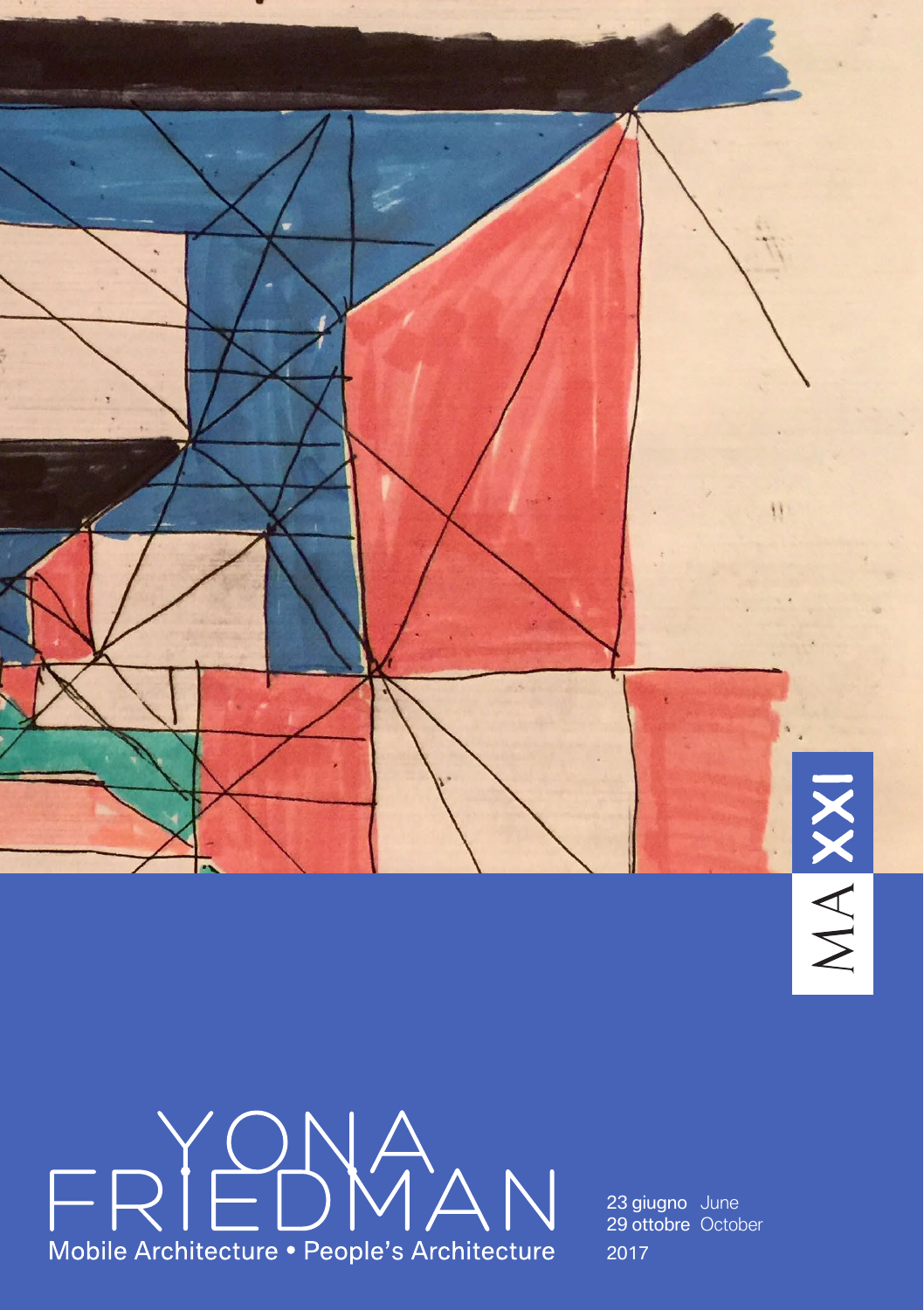MAXXI

# YONA FRIEDMAN

Mobile Architecture • People's Architecture

23 giugno June
29 ottobre October
2017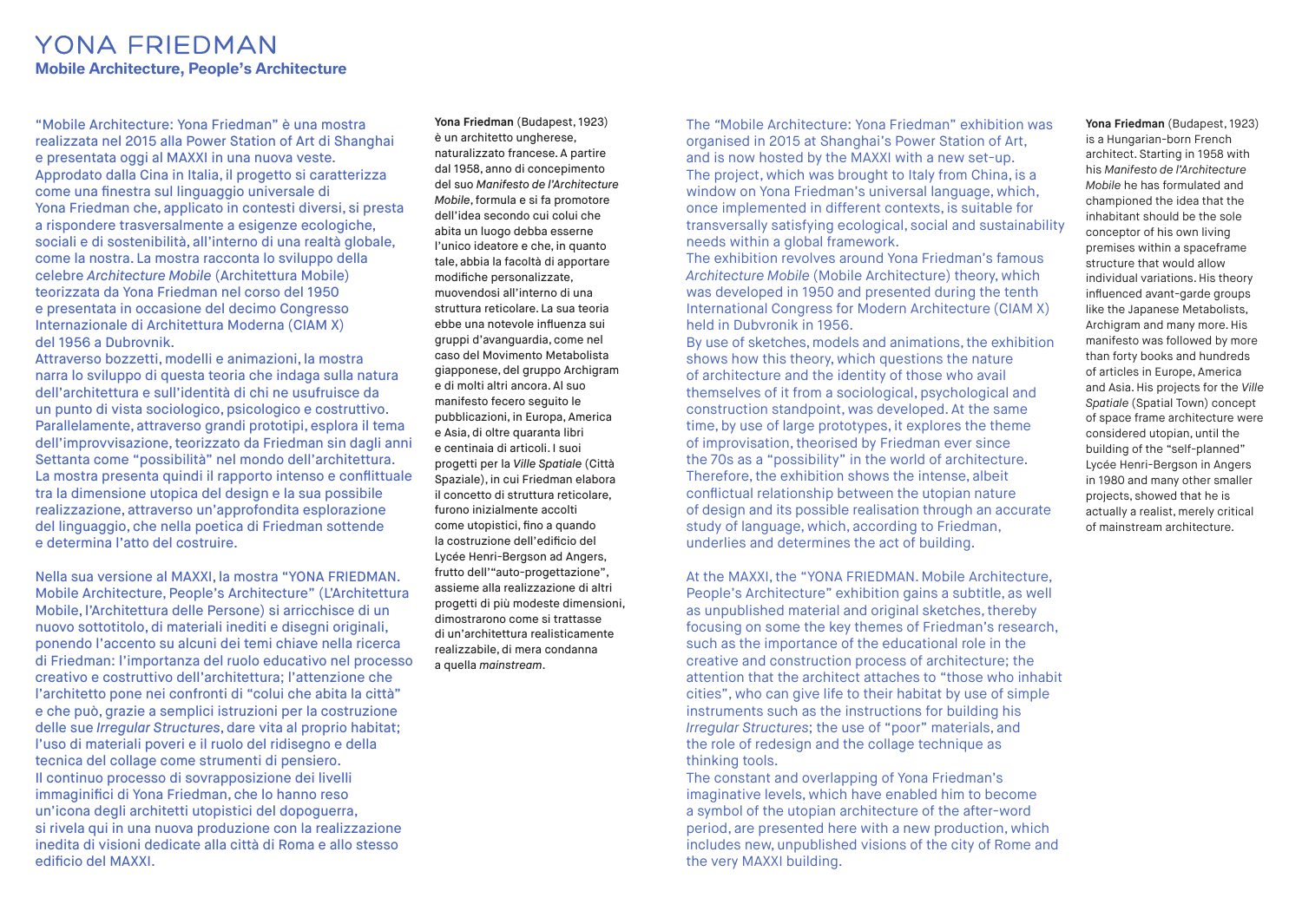# YONA FRIEDMAN

## Mobile Architecture, People's Architecture

"Mobile Architecture: Yona Friedman" è una mostra realizzata nel 2015 alla Power Station of Art di Shanghai e presentata oggi al MAXXI in una nuova veste. Approdato dalla Cina in Italia, il progetto si caratterizza come una finestra sul linguaggio universale di Yona Friedman che, applicato in contesti diversi, si presta a rispondere trasversalmente a esigenze ecologiche, sociali e di sostenibilità, all'interno di una realtà globale, come la nostra. La mostra racconta lo sviluppo della celebre *Architecture Mobile* (Architettura Mobile) teorizzata da Yona Friedman nel corso del 1950 e presentata in occasione del decimo Congresso Internazionale di Architettura Moderna (CIAM X) del 1956 a Dubrovnik.
Attraverso bozzetti, modelli e animazioni, la mostra narra lo sviluppo di questa teoria che indaga sulla natura dell'architettura e sull'identità di chi ne usufruisce da un punto di vista sociologico, psicologico e costruttivo. Parallelamente, attraverso grandi prototipi, esplora il tema dell'improvvisazione, teorizzato da Friedman sin dagli anni Settanta come "possibilità" nel mondo dell'architettura. La mostra presenta quindi il rapporto intenso e conflittuale tra la dimensione utopica del design e la sua possibile realizzazione, attraverso un'approfondita esplorazione del linguaggio, che nella poetica di Friedman sottende e determina l'atto del costruire.

Nella sua versione al MAXXI, la mostra "YONA FRIEDMAN. Mobile Architecture, People's Architecture" (L'Architettura Mobile, l'Architettura delle Persone) si arricchisce di un nuovo sottotitolo, di materiali inediti e disegni originali, ponendo l'accento su alcuni dei temi chiave nella ricerca di Friedman: l'importanza del ruolo educativo nel processo creativo e costruttivo dell'architettura; l'attenzione che l'architetto pone nei confronti di "colui che abita la città" e che può, grazie a semplici istruzioni per la costruzione delle sue *Irregular Structures*, dare vita al proprio habitat; l'uso di materiali poveri e il ruolo del ridisegno e della tecnica del collage come strumenti di pensiero.
Il continuo processo di sovrapposizione dei livelli immaginifici di Yona Friedman, che lo hanno reso un'icona degli architetti utopistici del dopoguerra, si rivela qui in una nuova produzione con la realizzazione inedita di visioni dedicate alla città di Roma e allo stesso edificio del MAXXI.

**Yona Friedman** (Budapest, 1923) è un architetto ungherese, naturalizzato francese. A partire dal 1958, anno di concepimento del suo *Manifesto de l'Architecture Mobile*, formula e si fa promotore dell'idea secondo cui colui che abita un luogo debba esserne l'unico ideatore e che, in quanto tale, abbia la facoltà di apportare modifiche personalizzate, muovendosi all'interno di una struttura reticolare. La sua teoria ebbe una notevole influenza sui gruppi d'avanguardia, come nel caso del Movimento Metabolista giapponese, del gruppo Archigram e di molti altri ancora. Al suo manifesto fecero seguito le pubblicazioni, in Europa, America e Asia, di oltre quaranta libri e centinaia di articoli. I suoi progetti per la *Ville Spatiale* (Città Spaziale), in cui Friedman elabora il concetto di struttura reticolare, furono inizialmente accolti come utopistici, fino a quando la costruzione dell'edificio del Lycée Henri-Bergson ad Angers, frutto dell'"auto-progettazione", assieme alla realizzazione di altri progetti di più modeste dimensioni, dimostrarono come si trattasse di un'architettura realisticamente realizzabile, di mera condanna a quella *mainstream*.

The "Mobile Architecture: Yona Friedman" exhibition was organised in 2015 at Shanghai's Power Station of Art, and is now hosted by the MAXXI with a new set-up. The project, which was brought to Italy from China, is a window on Yona Friedman's universal language, which, once implemented in different contexts, is suitable for transversally satisfying ecological, social and sustainability needs within a global framework.
The exhibition revolves around Yona Friedman's famous *Architecture Mobile* (Mobile Architecture) theory, which was developed in 1950 and presented during the tenth International Congress for Modern Architecture (CIAM X) held in Dubvronik in 1956.
By use of sketches, models and animations, the exhibition shows how this theory, which questions the nature of architecture and the identity of those who avail themselves of it from a sociological, psychological and construction standpoint, was developed. At the same time, by use of large prototypes, it explores the theme of improvisation, theorised by Friedman ever since the 70s as a "possibility" in the world of architecture. Therefore, the exhibition shows the intense, albeit conflictual relationship between the utopian nature of design and its possible realisation through an accurate study of language, which, according to Friedman, underlies and determines the act of building.

At the MAXXI, the "YONA FRIEDMAN. Mobile Architecture, People's Architecture" exhibition gains a subtitle, as well as unpublished material and original sketches, thereby focusing on some the key themes of Friedman's research, such as the importance of the educational role in the creative and construction process of architecture; the attention that the architect attaches to "those who inhabit cities", who can give life to their habitat by use of simple instruments such as the instructions for building his *Irregular Structures*; the use of "poor" materials, and the role of redesign and the collage technique as thinking tools.
The constant and overlapping of Yona Friedman's imaginative levels, which have enabled him to become a symbol of the utopian architecture of the after-word period, are presented here with a new production, which includes new, unpublished visions of the city of Rome and the very MAXXI building.

**Yona Friedman** (Budapest, 1923) is a Hungarian-born French architect. Starting in 1958 with his *Manifesto de l'Architecture Mobile* he has formulated and championed the idea that the inhabitant should be the sole conceptor of his own living premises within a spaceframe structure that would allow individual variations. His theory influenced avant-garde groups like the Japanese Metabolists, Archigram and many more. His manifesto was followed by more than forty books and hundreds of articles in Europe, America and Asia. His projects for the *Ville Spatiale* (Spatial Town) concept of space frame architecture were considered utopian, until the building of the "self-planned" Lycée Henri-Bergson in Angers in 1980 and many other smaller projects, showed that he is actually a realist, merely critical of mainstream architecture.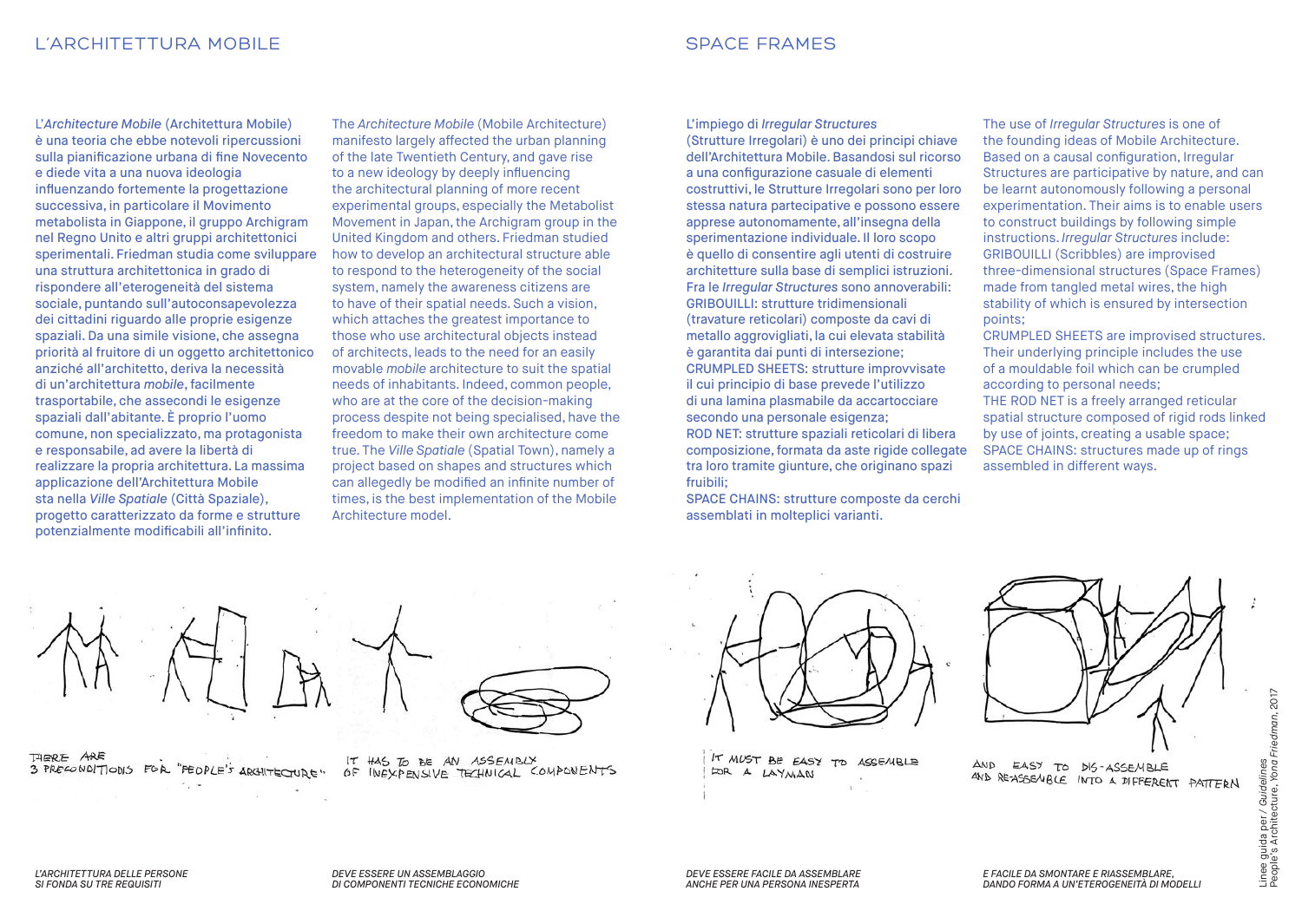# L'ARCHITETTURA MOBILE

L'*Architecture Mobile* (Architettura Mobile) è una teoria che ebbe notevoli ripercussioni sulla pianificazione urbana di fine Novecento e diede vita a una nuova ideologia influenzando fortemente la progettazione successiva, in particolare il Movimento metabolista in Giappone, il gruppo Archigram nel Regno Unito e altri gruppi architettonici sperimentali. Friedman studia come sviluppare una struttura architettonica in grado di rispondere all'eterogeneità del sistema sociale, puntando sull'autoconsapevolezza dei cittadini riguardo alle proprie esigenze spaziali. Da una simile visione, che assegna priorità al fruitore di un oggetto architettonico anziché all'architetto, deriva la necessità di un'architettura *mobile*, facilmente trasportabile, che assecondi le esigenze spaziali dall'abitante. È proprio l'uomo comune, non specializzato, ma protagonista e responsabile, ad avere la libertà di realizzare la propria architettura. La massima applicazione dell'Architettura Mobile sta nella *Ville Spatiale* (Città Spaziale), progetto caratterizzato da forme e strutture potenzialmente modificabili all'infinito.

The *Architecture Mobile* (Mobile Architecture) manifesto largely affected the urban planning of the late Twentieth Century, and gave rise to a new ideology by deeply influencing the architectural planning of more recent experimental groups, especially the Metabolist Movement in Japan, the Archigram group in the United Kingdom and others. Friedman studied how to develop an architectural structure able to respond to the heterogeneity of the social system, namely the awareness citizens are to have of their spatial needs. Such a vision, which attaches the greatest importance to those who use architectural objects instead of architects, leads to the need for an easily movable *mobile* architecture to suit the spatial needs of inhabitants. Indeed, common people, who are at the core of the decision-making process despite not being specialised, have the freedom to make their own architecture come true. The *Ville Spatiale* (Spatial Town), namely a project based on shapes and structures which can allegedly be modified an infinite number of times, is the best implementation of the Mobile Architecture model.

THERE ARE 3 PRECONDITIONS FOR "PEOPLE'S ARCHITECTURE"

*L'ARCHITETTURA DELLE PERSONE SI FONDA SU TRE REQUISITI*

IT HAS TO BE AN ASSEMBLY OF INEXPENSIVE TECHNICAL COMPONENTS

*DEVE ESSERE UN ASSEMBLAGGIO DI COMPONENTI TECNICHE ECONOMICHE*

# SPACE FRAMES

L'impiego di *Irregular Structures* (Strutture Irregolari) è uno dei principi chiave dell'Architettura Mobile. Basandosi sul ricorso a una configurazione casuale di elementi costruttivi, le Strutture Irregolari sono per loro stessa natura partecipative e possono essere apprese autonomamente, all'insegna della sperimentazione individuale. Il loro scopo è quello di consentire agli utenti di costruire architetture sulla base di semplici istruzioni. Fra le *Irregular Structures* sono annoverabili:
GRIBOUILLI: strutture tridimensionali (travature reticolari) composte da cavi di metallo aggrovigliati, la cui elevata stabilità è garantita dai punti di intersezione;
CRUMPLED SHEETS: strutture improvvisate il cui principio di base prevede l'utilizzo di una lamina plasmabile da accartocciare secondo una personale esigenza;
ROD NET: strutture spaziali reticolari di libera composizione, formata da aste rigide collegate tra loro tramite giunture, che originano spazi fruibili;
SPACE CHAINS: strutture composte da cerchi assemblati in molteplici varianti.

The use of *Irregular Structures* is one of the founding ideas of Mobile Architecture. Based on a causal configuration, Irregular Structures are participative by nature, and can be learnt autonomously following a personal experimentation. Their aims is to enable users to construct buildings by following simple instructions. *Irregular Structures* include:
GRIBOUILLI (Scribbles) are improvised three-dimensional structures (Space Frames) made from tangled metal wires, the high stability of which is ensured by intersection points;
CRUMPLED SHEETS are improvised structures. Their underlying principle includes the use of a mouldable foil which can be crumpled according to personal needs;
THE ROD NET is a freely arranged reticular spatial structure composed of rigid rods linked by use of joints, creating a usable space;
SPACE CHAINS: structures made up of rings assembled in different ways.

IT MUST BE EASY TO ASSEMBLE FOR A LAYMAN

*DEVE ESSERE FACILE DA ASSEMBLARE ANCHE PER UNA PERSONA INESPERTA*

AND EASY TO DIS-ASSEMBLE AND RE-ASSEMBLE INTO A DIFFERENT PATTERN

*E FACILE DA SMONTARE E RIASSEMBLARE, DANDO FORMA A UN'ETEROGENEITÀ DI MODELLI*

Linee guida per / Guidelines People's Architecture, *Yona Friedman*, 2017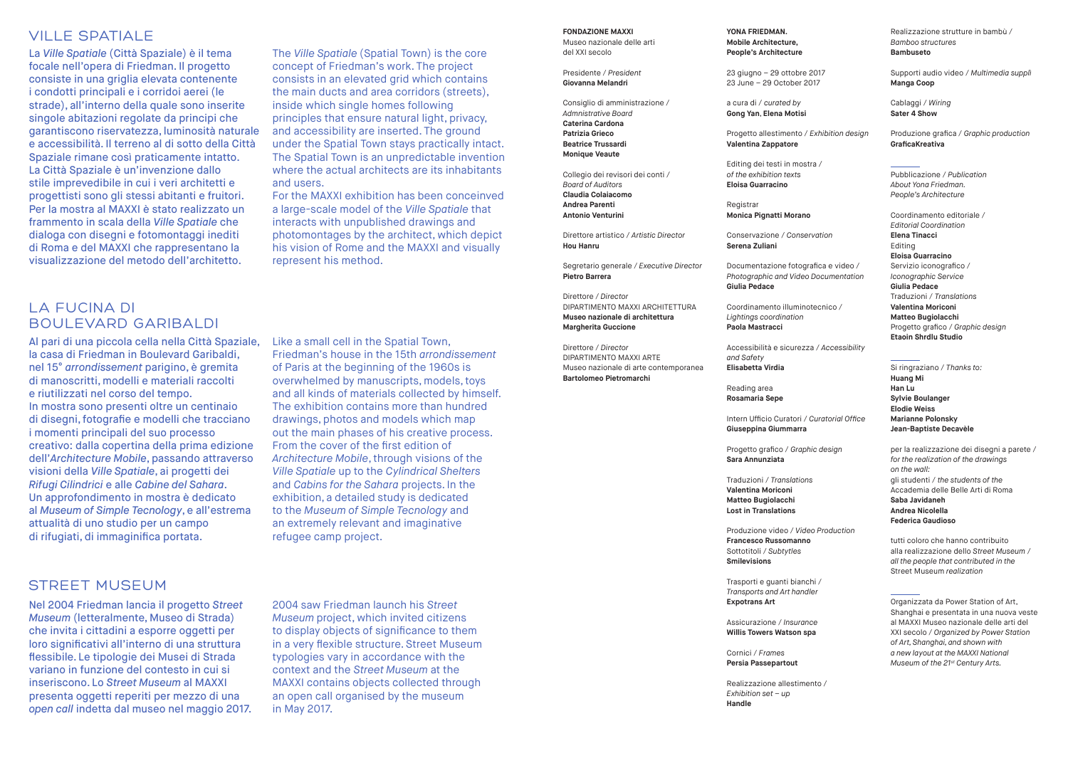## VILLE SPATIALE

La *Ville Spatiale* (Città Spaziale) è il tema focale nell'opera di Friedman. Il progetto consiste in una griglia elevata contenente i condotti principali e i corridoi aerei (le strade), all'interno della quale sono inserite singole abitazioni regolate da principi che garantiscono riservatezza, luminosità naturale e accessibilità. Il terreno al di sotto della Città Spaziale rimane così praticamente intatto. La Città Spaziale è un'invenzione dallo stile imprevedibile in cui i veri architetti e progettisti sono gli stessi abitanti e fruitori. Per la mostra al MAXXI è stato realizzato un frammento in scala della *Ville Spatiale* che dialoga con disegni e fotomontaggi inediti di Roma e del MAXXI che rappresentano la visualizzazione del metodo dell'architetto.

The *Ville Spatiale* (Spatial Town) is the core concept of Friedman's work. The project consists in an elevated grid which contains the main ducts and area corridors (streets), inside which single homes following principles that ensure natural light, privacy, and accessibility are inserted. The ground under the Spatial Town stays practically intact. The Spatial Town is an unpredictable invention where the actual architects are its inhabitants and users.
For the MAXXI exhibition has been conceinved a large-scale model of the *Ville Spatiale* that interacts with unpublished drawings and photomontages by the architect, which depict his vision of Rome and the MAXXI and visually represent his method.

## LA FUCINA DI BOULEVARD GARIBALDI

Al pari di una piccola cella nella Città Spaziale, la casa di Friedman in Boulevard Garibaldi, nel 15° *arrondissement* parigino, è gremita di manoscritti, modelli e materiali raccolti e riutilizzati nel corso del tempo.
In mostra sono presenti oltre un centinaio di disegni, fotografie e modelli che tracciano i momenti principali del suo processo creativo: dalla copertina della prima edizione dell'*Architecture Mobile*, passando attraverso visioni della *Ville Spatiale*, ai progetti dei *Rifugi Cilindrici* e alle *Cabine del Sahara*. Un approfondimento in mostra è dedicato al *Museum of Simple Tecnology*, e all'estrema attualità di uno studio per un campo di rifugiati, di immaginifica portata.

Like a small cell in the Spatial Town, Friedman's house in the 15th *arrondissement* of Paris at the beginning of the 1960s is overwhelmed by manuscripts, models, toys and all kinds of materials collected by himself.
The exhibition contains more than hundred drawings, photos and models which map out the main phases of his creative process. From the cover of the first edition of *Architecture Mobile*, through visions of the *Ville Spatiale* up to the *Cylindrical Shelters* and *Cabins for the Sahara* projects. In the exhibition, a detailed study is dedicated to the *Museum of Simple Tecnology* and an extremely relevant and imaginative refugee camp project.

## STREET MUSEUM

Nel 2004 Friedman lancia il progetto *Street Museum* (letteralmente, Museo di Strada) che invita i cittadini a esporre oggetti per loro significativi all'interno di una struttura flessibile. Le tipologie dei Musei di Strada variano in funzione del contesto in cui si inseriscono. Lo *Street Museum* al MAXXI presenta oggetti reperiti per mezzo di una *open call* indetta dal museo nel maggio 2017.

2004 saw Friedman launch his *Street Museum* project, which invited citizens to display objects of significance to them in a very flexible structure. Street Museum typologies vary in accordance with the context and the *Street Museum* at the MAXXI contains objects collected through an open call organised by the museum in May 2017.

**FONDAZIONE MAXXI**
Museo nazionale delle arti del XXI secolo

Presidente / *President*
**Giovanna Melandri**

Consiglio di amministrazione / *Admnistrative Board*
**Caterina Cardona**
**Patrizia Grieco**
**Beatrice Trussardi**
**Monique Veaute**

Collegio dei revisori dei conti / *Board of Auditors*
**Claudia Colaiacomo**
**Andrea Parenti**
**Antonio Venturini**

Direttore artistico / *Artistic Director*
**Hou Hanru**

Segretario generale / *Executive Director*
**Pietro Barrera**

Direttore / *Director*
DIPARTIMENTO MAXXI ARCHITETTURA
**Museo nazionale di architettura**
**Margherita Guccione**

Direttore / *Director*
DIPARTIMENTO MAXXI ARTE
Museo nazionale di arte contemporanea
**Bartolomeo Pietromarchi**

**YONA FRIEDMAN.**
**Mobile Architecture,**
**People's Architecture**

23 giugno – 29 ottobre 2017
23 June – 29 October 2017

a cura di / *curated by*
**Gong Yan**, **Elena Motisi**

Progetto allestimento / *Exhibition design*
**Valentina Zappatore**

Editing dei testi in mostra / *of the exhibition texts*
**Eloisa Guarracino**

Registrar
**Monica Pignatti Morano**

Conservazione / *Conservation*
**Serena Zuliani**

Documentazione fotografica e video / *Photographic and Video Documentation*
**Giulia Pedace**

Coordinamento illuminotecnico / *Lightings coordination*
**Paola Mastracci**

Accessibilità e sicurezza / *Accessibility and Safety*
**Elisabetta Virdia**

Reading area
**Rosamaria Sepe**

Intern Ufficio Curatori / *Curatorial Office*
**Giuseppina Giummarra**

Progetto grafico / *Graphic design*
**Sara Annunziata**

Traduzioni / *Translations*
**Valentina Moriconi**
**Matteo Bugiolacchi**
**Lost in Translations**

Produzione video / *Video Production*
**Francesco Russomanno**
Sottotitoli / *Subtytles*
**Smilevisions**

Trasporti e guanti bianchi / *Transports and Art handler*
**Expotrans Art**

Assicurazione / *Insurance*
**Willis Towers Watson spa**

Cornici / *Frames*
**Persia Passepartout**

Realizzazione allestimento / *Exhibition set – up*
**Handle**

Realizzazione strutture in bambù / *Bamboo structures*
**Bambuseto**

Supporti audio video / *Multimedia suppli*
**Manga Coop**

Cablaggi / *Wiring*
**Sater 4 Show**

Produzione grafica / *Graphic production*
**GraficaKreativa**

---

Pubblicazione / *Publication*
*About Yona Friedman. People's Architecture*

Coordinamento editoriale / *Editorial Coordination*
**Elena Tinacci**
Editing
**Eloisa Guarracino**
Servizio iconografico / *Iconographic Service*
**Giulia Pedace**
Traduzioni / *Translations*
**Valentina Moriconi**
**Matteo Bugiolacchi**
Progetto grafico / *Graphic design*
**Etaoin Shrdlu Studio**

---

Si ringraziano / *Thanks to:*
**Huang Mi**
**Han Lu**
**Sylvie Boulanger**
**Elodie Weiss**
**Marianne Polonsky**
**Jean-Baptiste Decavèle**

per la realizzazione dei disegni a parete / *for the realization of the drawings on the wall:*
gli studenti / *the students of the*
Accademia delle Belle Arti di Roma
**Saba Javidaneh**
**Andrea Nicolella**
**Federica Gaudioso**

tutti coloro che hanno contribuito alla realizzazione dello *Street Museum* / *all the people that contributed in the* Street Museum *realization*

---

Organizzata da Power Station of Art, Shanghai e presentata in una nuova veste al MAXXI Museo nazionale delle arti del XXI secolo / *Organized by Power Station of Art, Shanghai, and shown with a new layout at the MAXXI National Museum of the 21st Century Arts.*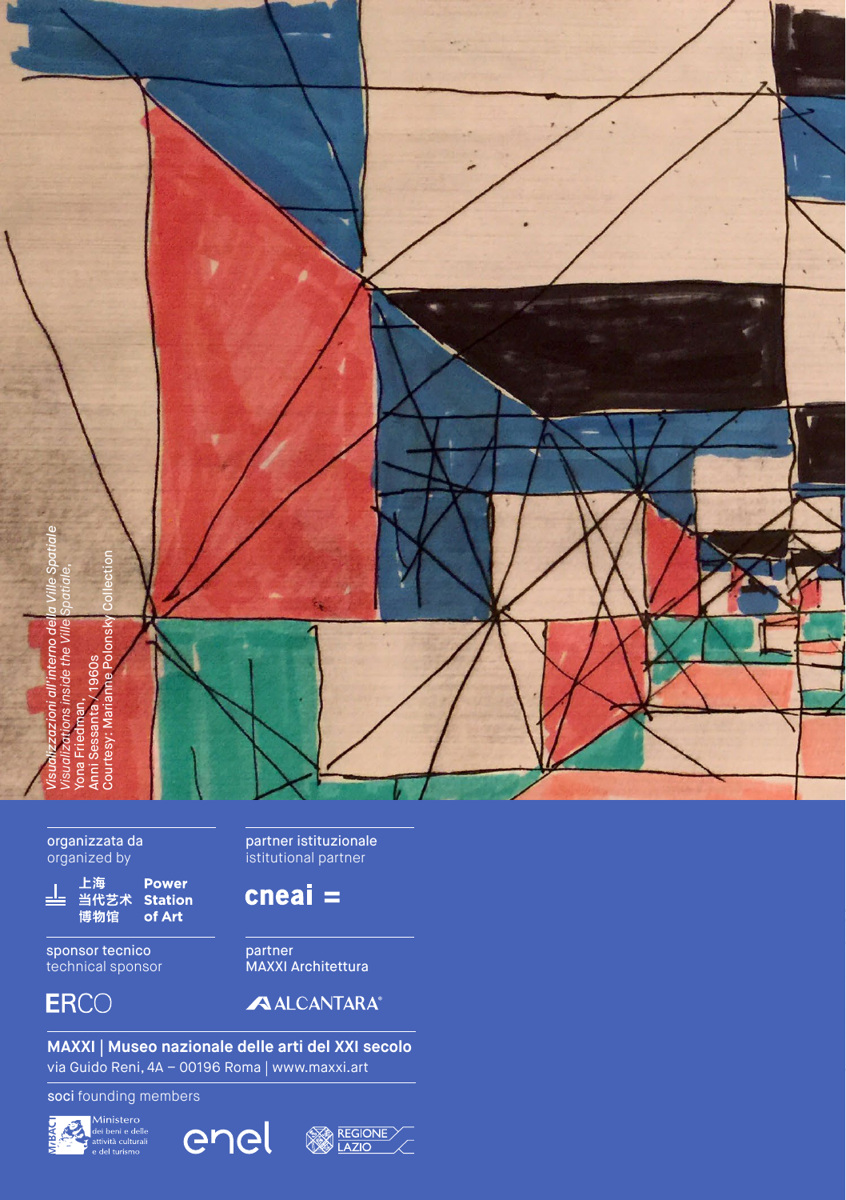*Visualizzazioni all'interno della Ville Spatiale*
*Visualizations inside the Ville Spatiale*,
Yona Friedman,
Anni Sessanta / 1960s
Courtesy: Marianne Polonsky Collection

organizzata da
organized by

上海当代艺术博物馆 Power Station of Art

partner istituzionale
istitutional partner

cneai =

sponsor tecnico
technical sponsor

ERCO

partner
MAXXI Architettura

ALCANTARA®

**MAXXI | Museo nazionale delle arti del XXI secolo**
via Guido Reni, 4A – 00196 Roma | www.maxxi.art

**soci** founding members

MiBACT Ministero dei beni e delle attività culturali e del turismo

enel

REGIONE LAZIO